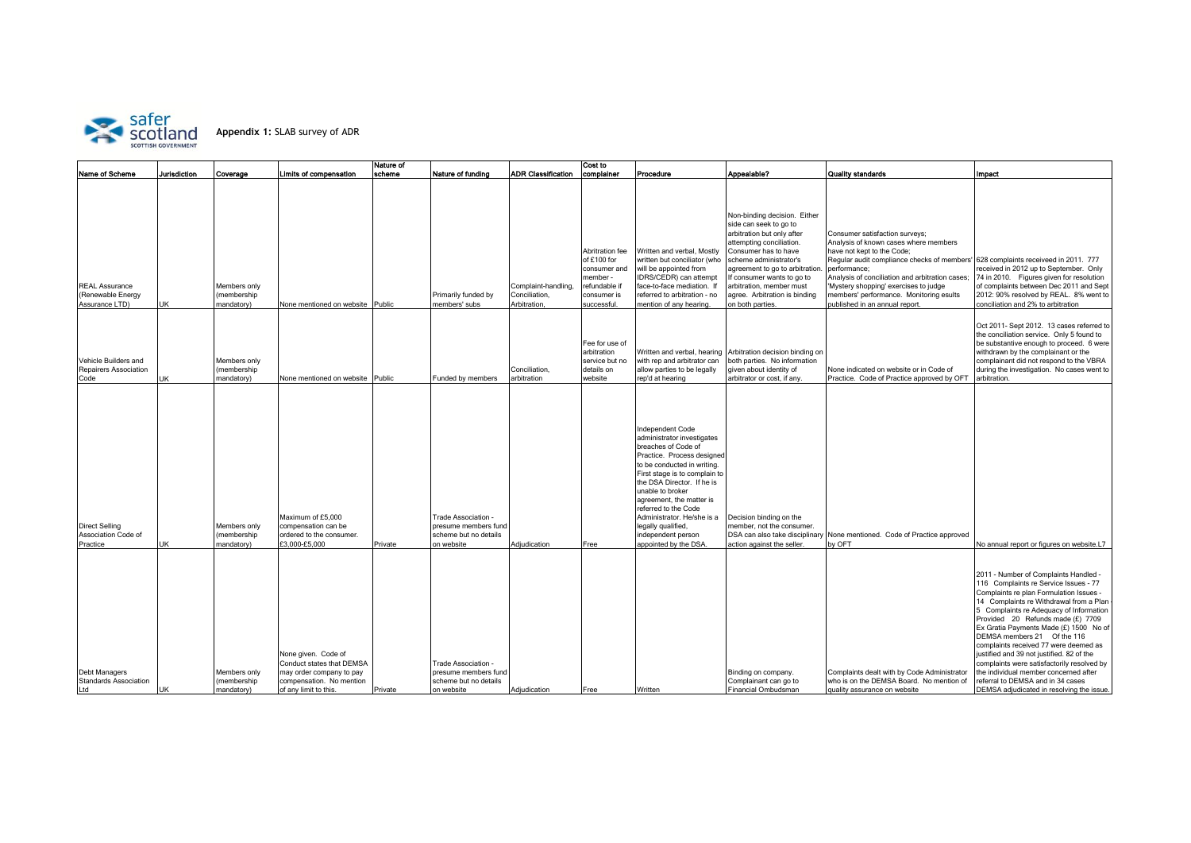**Appendix 1:** SLAB survey of ADR

| Name of Scheme | Jurisdiction | Coverage | Limits of compensation | Nature of scheme | Nature of funding | ADR Classification | Cost to complainer | Procedure | Appealable? | Quality standards | Impact |
|---|---|---|---|---|---|---|---|---|---|---|---|
| REAL Assurance (Renewable Energy Assurance LTD) | UK | Members only (membership mandatory) | None mentioned on website | Public | Primarily funded by members' subs | Complaint-handling, Conciliation, Arbitration, | Abritration fee of £100 for consumer and member - refundable if consumer is successful. | Written and verbal, Mostly written but conciliator (who will be appointed from IDRS/CEDR) can attempt face-to-face mediation. If referred to arbitration - no mention of any hearing. | Non-binding decision. Either side can seek to go to arbitration but only after attempting conciliation. Consumer has to have scheme administrator's agreement to go to arbitration. If consumer wants to go to arbitration, member must agree. Arbitration is binding on both parties. | Consumer satisfaction surveys; Analysis of known cases where members have not kept to the Code; Regular audit compliance checks of members' performance; Analysis of conciliation and arbitration cases; 'Mystery shopping' exercises to judge members' performance. Monitoring results published in an annual report. | 628 complaints receiveed in 2011. 777 received in 2012 up to September. Only 74 in 2010. Figures given for resolution of complaints between Dec 2011 and Sept 2012: 90% resolved by REAL. 8% went to conciliation and 2% to arbitration |
| Vehicle Builders and Repairers Association Code | UK | Members only (membership mandatory) | None mentioned on website | Public | Funded by members | Conciliation, arbitration | Fee for use of arbitration service but no details on website | Written and verbal, hearing with rep and arbitrator can allow parties to be legally rep'd at hearing | Arbitration decision binding on both parties. No information given about identity of arbitrator or cost, if any. | None indicated on website or in Code of Practice. Code of Practice approved by OFT | Oct 2011- Sept 2012. 13 cases referred to the conciliation service. Only 5 found to be substantive enough to proceed. 6 were withdrawn by the complainant or the complainant did not respond to the VBRA during the investigation. No cases went to arbitration. |
| Direct Selling Association Code of Practice | UK | Members only (membership mandatory) | Maximum of £5,000 compensation can be ordered to the consumer. £3,000-£5,000 | Private | Trade Association - presume members fund scheme but no details on website | Adjudication | Free | Independent Code administrator investigates breaches of Code of Practice. Process designed to be conducted in writing. First stage is to complain to the DSA Director. If he is unable to broker agreement, the matter is referred to the Code Administrator. He/she is a legally qualified, independent person appointed by the DSA. | Decision binding on the member, not the consumer. DSA can also take disciplinary action against the seller. | None mentioned. Code of Practice approved by OFT | No annual report or figures on website.L7 |
| Debt Managers Standards Association Ltd | UK | Members only (membership mandatory) | None given. Code of Conduct states that DEMSA may order company to pay compensation. No mention of any limit to this. | Private | Trade Association - presume members fund scheme but no details on website | Adjudication | Free | Written | Binding on company. Complainant can go to Financial Ombudsman | Complaints dealt with by Code Administrator who is on the DEMSA Board. No mention of quality assurance on website | 2011 - Number of Complaints Handled - 116 Complaints re Service Issues - 77 Complaints re plan Formulation Issues - 14 Complaints re Withdrawal from a Plan - 5 Complaints re Adequacy of Information Provided 20 Refunds made (£) 7709 Ex Gratia Payments Made (£) 1500 No of DEMSA members 21 Of the 116 complaints received 77 were deemed as justified and 39 not justified. 82 of the complaints were satisfactorily resolved by the individual member concerned after referral to DEMSA and in 34 cases DEMSA adjudicated in resolving the issue. |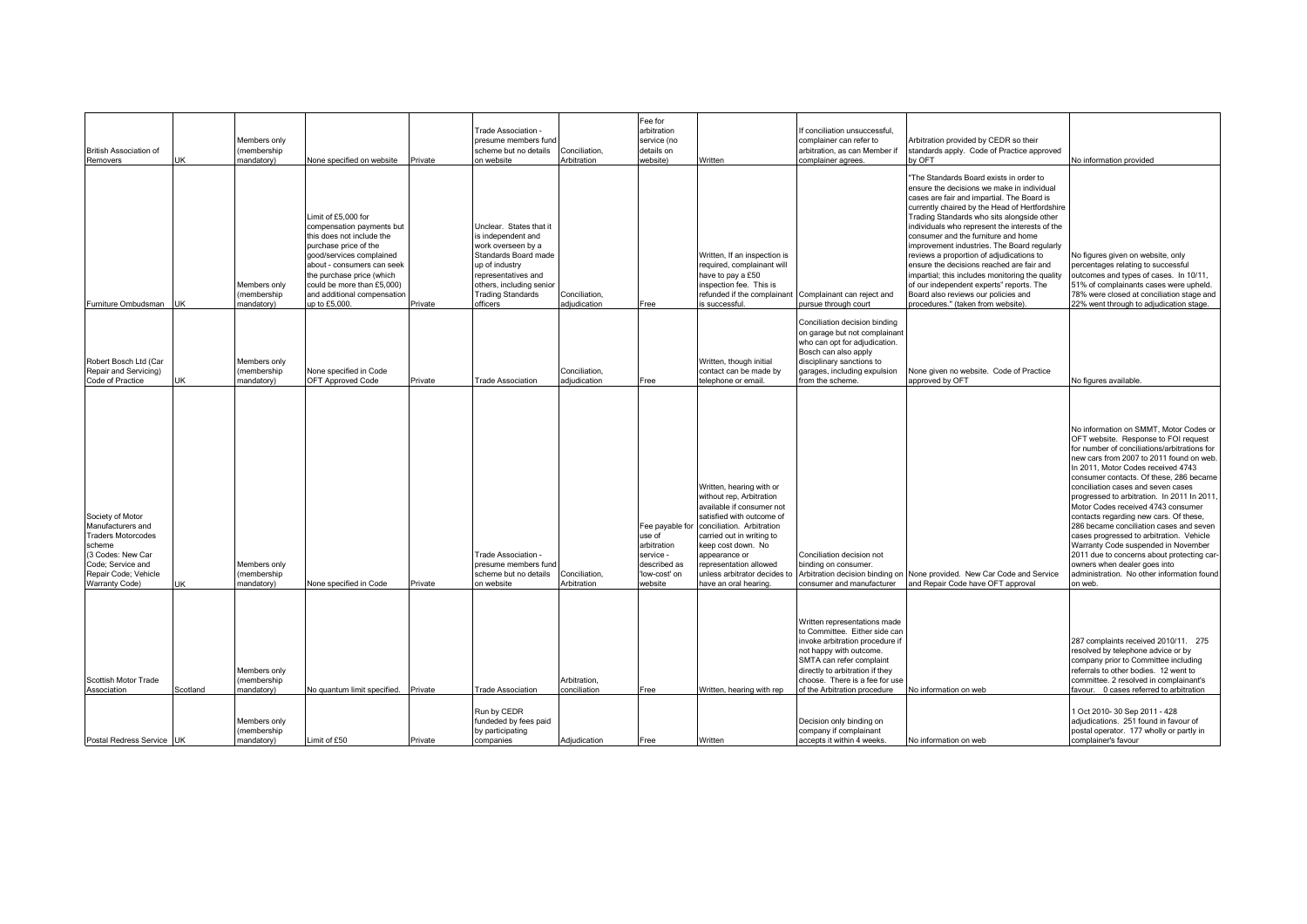| | | | | | | | | | | | |
|---|---|---|---|---|---|---|---|---|---|---|---|
| British Association of Removers | UK | Members only (membership mandatory) | None specified on website | Private | Trade Association - presume members fund scheme but no details on website | Conciliation, Arbitration | Fee for arbitration service (no details on website) | Written | If conciliation unsuccessful, complainer can refer to arbitration, as can Member if complainer agrees. | Arbitration provided by CEDR so their standards apply. Code of Practice approved by OFT | No information provided |
| Furniture Ombudsman | UK | Members only (membership mandatory) | Limit of £5,000 for compensation payments but this does not include the purchase price of the good/services complained about - consumers can seek the purchase price (which could be more than £5,000) and additional compensation up to £5,000. | Private | Unclear. States that it is independent and work overseen by a Standards Board made up of industry representatives and others, including senior Trading Standards officers | Conciliation, adjudication | Free | Written, If an inspection is required, complainant will have to pay a £50 inspection fee. This is refunded if the complainant is successful. | Complainant can reject and pursue through court | "The Standards Board exists in order to ensure the decisions we make in individual cases are fair and impartial. The Board is currently chaired by the Head of Hertfordshire Trading Standards who sits alongside other individuals who represent the interests of the consumer and the furniture and home improvement industries. The Board regularly reviews a proportion of adjudications to ensure the decisions reached are fair and impartial; this includes monitoring the quality of our independent experts" reports. The Board also reviews our policies and procedures." (taken from website). | No figures given on website, only percentages relating to successful outcomes and types of cases. In 10/11, 51% of complainants cases were upheld. 78% were closed at conciliation stage and 22% went through to adjudication stage. |
| Robert Bosch Ltd (Car Repair and Servicing) Code of Practice | UK | Members only (membership mandatory) | None specified in Code OFT Approved Code | Private | Trade Association | Conciliation, adjudication | Free | Written, though initial contact can be made by telephone or email. | Conciliation decision binding on garage but not complainant who can opt for adjudication. Bosch can also apply disciplinary sanctions to garages, including expulsion from the scheme. | None given no website. Code of Practice approved by OFT | No figures available. |
| Society of Motor Manufacturers and Traders Motorcodes scheme (3 Codes: New Car Code; Service and Repair Code; Vehicle Warranty Code) | UK | Members only (membership mandatory) | None specified in Code | Private | Trade Association - presume members fund scheme but no details on website | Conciliation, Arbitration | Fee payable for use of arbitration service - described as 'low-cost' on website | Written, hearing with or without rep, Arbitration available if consumer not satisfied with outcome of conciliation. Arbitration carried out in writing to keep cost down. No appearance or representation allowed unless arbitrator decides to have an oral hearing. | Conciliation decision not binding on consumer. Arbitration decision binding on consumer and manufacturer | None provided. New Car Code and Service and Repair Code have OFT approval | No information on SMMT, Motor Codes or OFT website. Response to FOI request for number of conciliations/arbitrations for new cars from 2007 to 2011 found on web. In 2011, Motor Codes received 4743 consumer contacts. Of these, 286 became conciliation cases and seven cases progressed to arbitration. In 2011 In 2011, Motor Codes received 4743 consumer contacts regarding new cars. Of these, 286 became conciliation cases and seven cases progressed to arbitration. Vehicle Warranty Code suspended in November 2011 due to concerns about protecting car-owners when dealer goes into administration. No other information found on web. |
| Scottish Motor Trade Association | Scotland | Members only (membership mandatory) | No quantum limit specified. | Private | Trade Association | Arbitration, conciliation | Free | Written, hearing with rep | Written representations made to Committee. Either side can invoke arbitration procedure if not happy with outcome. SMTA can refer complaint directly to arbitration if they choose. There is a fee for use of the Arbitration procedure | No information on web | 287 complaints received 2010/11. 275 resolved by telephone advice or by company prior to Committee including referrals to other bodies. 12 went to committee. 2 resolved in complainant's favour. 0 cases referred to arbitration |
| Postal Redress Service | UK | Members only (membership mandatory) | Limit of £50 | Private | Run by CEDR fundeded by fees paid by participating companies | Adjudication | Free | Written | Decision only binding on company if complainant accepts it within 4 weeks. | No information on web | 1 Oct 2010- 30 Sep 2011 - 428 adjudications. 251 found in favour of postal operator. 177 wholly or partly in complainer's favour |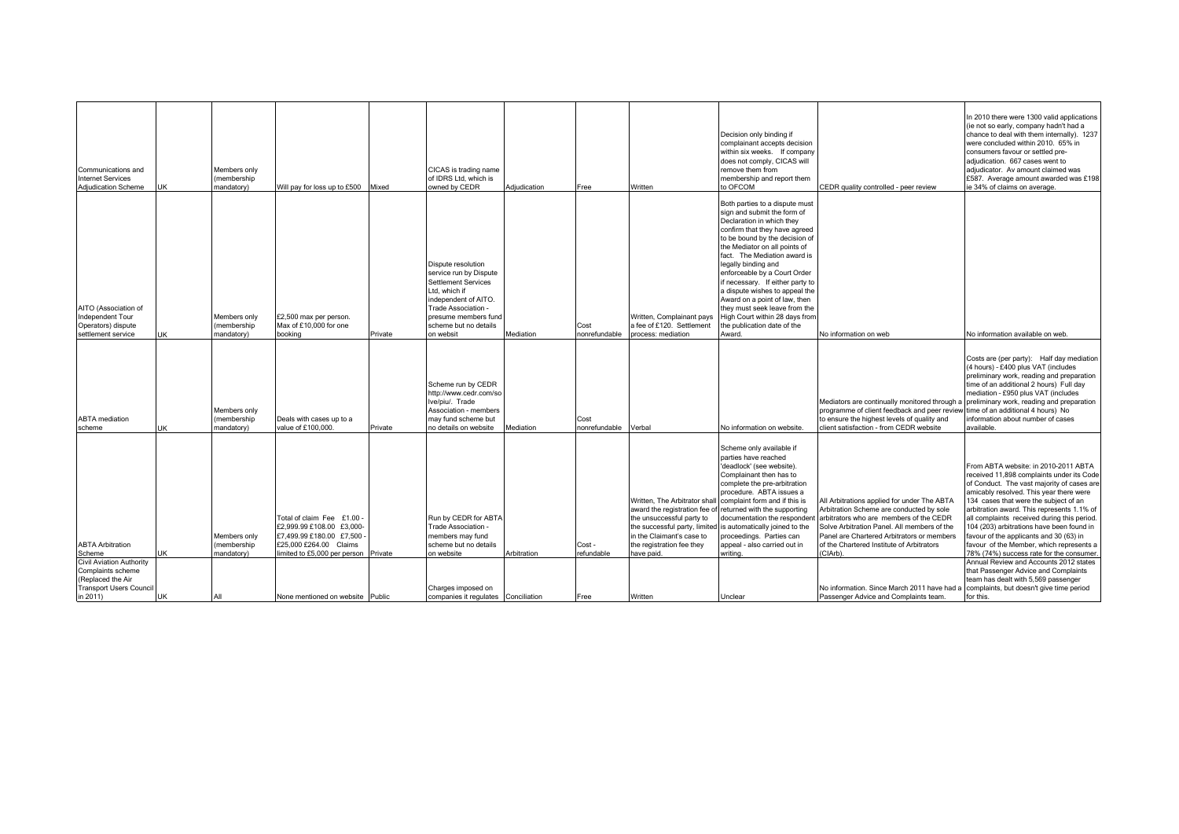| | | | | | | | | | | | |
|---|---|---|---|---|---|---|---|---|---|---|---|
| Communications and Internet Services Adjudication Scheme | UK | Members only (membership mandatory) | Will pay for loss up to £500 | Mixed | CICAS is trading name of IDRS Ltd, which is owned by CEDR | Adjudication | Free | Written | Decision only binding if complainant accepts decision within six weeks. If company does not comply, CICAS will remove them from membership and report them to OFCOM | CEDR quality controlled - peer review | In 2010 there were 1300 valid applications (ie not so early, company hadn't had a chance to deal with them internally). 1237 were concluded within 2010. 65% in consumers favour or settled pre-adjudication. 667 cases went to adjudicator. Av amount claimed was £587. Average amount awarded was £198 ie 34% of claims on average. |
| AITO (Association of Independent Tour Operators) dispute settlement service | UK | Members only (membership mandatory) | £2,500 max per person. Max of £10,000 for one booking | Private | Dispute resolution service run by Dispute Settlement Services Ltd, which if independent of AITO. Trade Association - presume members fund scheme but no details on websit | Mediation | Cost nonrefundable | Written, Complainant pays a fee of £120. Settlement process: mediation | Both parties to a dispute must sign and submit the form of Declaration in which they confirm that they have agreed to be bound by the decision of the Mediator on all points of fact. The Mediation award is legally binding and enforceable by a Court Order if necessary. If either party to a dispute wishes to appeal the Award on a point of law, then they must seek leave from the High Court within 28 days from the publication date of the Award. | No information on web | No information available on web. |
| ABTA mediation scheme | UK | Members only (membership mandatory) | Deals with cases up to a value of £100,000. | Private | Scheme run by CEDR http://www.cedr.com/solve/piu/. Trade Association - members may fund scheme but no details on website | Mediation | Cost nonrefundable | Verbal | No information on website. | Mediators are continually monitored through a programme of client feedback and peer review to ensure the highest levels of quality and client satisfaction - from CEDR website | Costs are (per party): Half day mediation (4 hours) - £400 plus VAT (includes preliminary work, reading and preparation time of an additional 2 hours) Full day mediation - £950 plus VAT (includes preliminary work, reading and preparation time of an additional 4 hours) No information about number of cases available. |
| ABTA Arbitration Scheme | UK | Members only (membership mandatory) | Total of claim Fee £1.00 - £2,999.99 £108.00 £3,000- £7,499.99 £180.00 £7,500 - £25,000 £264.00 Claims limited to £5,000 per person | Private | Run by CEDR for ABTA Trade Association - members may fund scheme but no details on website | Arbitration | Cost - refundable | Written, The Arbitrator shall award the registration fee of the unsuccessful party to the successful party, limited in the Claimant's case to the registration fee they have paid. | Scheme only available if parties have reached 'deadlock' (see website). Complainant then has to complete the pre-arbitration procedure. ABTA issues a complaint form and if this is returned with the supporting documentation the respondent is automatically joined to the proceedings. Parties can appeal - also carried out in writing. | All Arbitrations applied for under The ABTA Arbitration Scheme are conducted by sole arbitrators who are members of the CEDR Solve Arbitration Panel. All members of the Panel are Chartered Arbitrators or members of the Chartered Institute of Arbitrators (CIArb). | From ABTA website: in 2010-2011 ABTA received 11,898 complaints under its Code of Conduct. The vast majority of cases are amicably resolved. This year there were 134 cases that were the subject of an arbitration award. This represents 1.1% of all complaints received during this period. 104 (203) arbitrations have been found in favour of the applicants and 30 (63) in favour of the Member, which represents a 78% (74%) success rate for the consumer. |
| Civil Aviation Authority Complaints scheme (Replaced the Air Transport Users Council in 2011) | UK | All | None mentioned on website | Public | Charges imposed on companies it regulates | Conciliation | Free | Written | Unclear | No information. Since March 2011 have had a Passenger Advice and Complaints team. | Annual Review and Accounts 2012 states that Passenger Advice and Complaints team has dealt with 5,569 passenger complaints, but doesn't give time period for this. |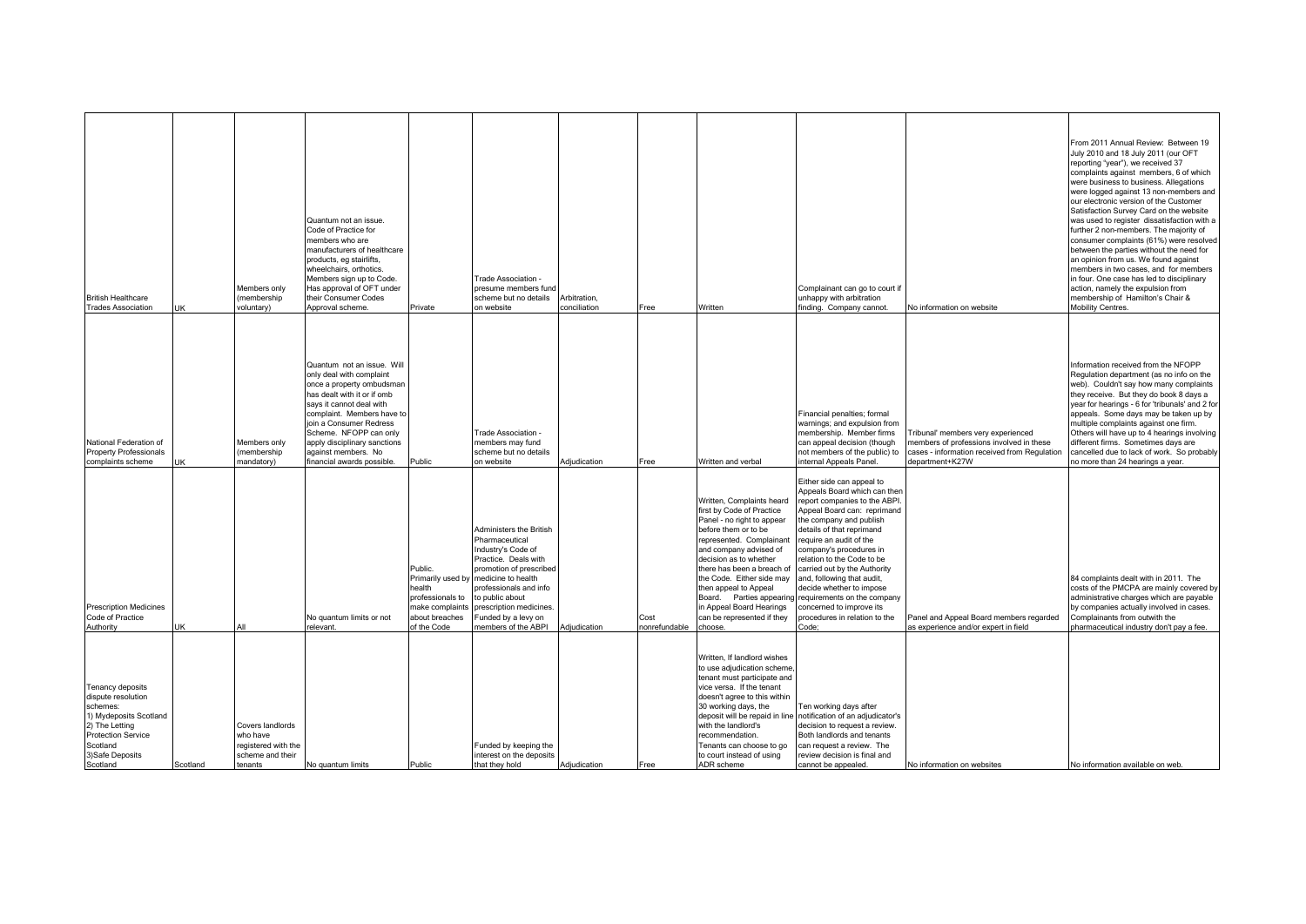| | | | | | | | | | | | |
|---|---|---|---|---|---|---|---|---|---|---|---|
| British Healthcare Trades Association | UK | Members only (membership voluntary) | Quantum not an issue. Code of Practice for members who are manufacturers of healthcare products, eg stairlifts, wheelchairs, orthotics. Members sign up to Code. Has approval of OFT under their Consumer Codes Approval scheme. | Private | Trade Association - presume members fund scheme but no details on website | Arbitration, conciliation | Free | Written | Complainant can go to court if unhappy with arbitration finding. Company cannot. | No information on website | From 2011 Annual Review: Between 19 July 2010 and 18 July 2011 (our OFT reporting "year"), we received 37 complaints against members, 6 of which were business to business. Allegations were logged against 13 non-members and our electronic version of the Customer Satisfaction Survey Card on the website was used to register dissatisfaction with a further 2 non-members. The majority of consumer complaints (61%) were resolved between the parties without the need for an opinion from us. We found against members in two cases, and for members in four. One case has led to disciplinary action, namely the expulsion from membership of Hamilton's Chair & Mobility Centres. |
| National Federation of Property Professionals complaints scheme | UK | Members only (membership mandatory) | Quantum not an issue. Will only deal with complaint once a property ombudsman has dealt with it or if omb says it cannot deal with complaint. Members have to join a Consumer Redress Scheme. NFOPP can only apply disciplinary sanctions against members. No financial awards possible. | Public | Trade Association - members may fund scheme but no details on website | Adjudication | Free | Written and verbal | Financial penalties; formal warnings; and expulsion from membership. Member firms can appeal decision (though not members of the public) to internal Appeals Panel. | Tribunal' members very experienced members of professions involved in these cases - information received from Regulation department+K27W | Information received from the NFOPP Regulation department (as no info on the web). Couldn't say how many complaints they receive. But they do book 8 days a year for hearings - 6 for 'tribunals' and 2 for appeals. Some days may be taken up by multiple complaints against one firm. Others will have up to 4 hearings involving different firms. Sometimes days are cancelled due to lack of work. So probably no more than 24 hearings a year. |
| Prescription Medicines Code of Practice Authority | UK | All | No quantum limits or not relevant. | Public. Primarily used by health professionals to make complaints about breaches of the Code | Administers the British Pharmaceutical Industry's Code of Practice. Deals with promotion of prescribed medicine to health professionals and info to public about prescription medicines. Funded by a levy on members of the ABPI | Adjudication | Cost nonrefundable | Written, Complaints heard first by Code of Practice Panel - no right to appear before them or to be represented. Complainant and company advised of decision as to whether there has been a breach of the Code. Either side may then appeal to Appeal Board. Parties appearing in Appeal Board Hearings can be represented if they choose. | Either side can appeal to Appeals Board which can then report companies to the ABPI. Appeal Board can: reprimand the company and publish details of that reprimand require an audit of the company's procedures in relation to the Code to be carried out by the Authority and, following that audit, decide whether to impose requirements on the company concerned to improve its procedures in relation to the Code; | Panel and Appeal Board members regarded as experience and/or expert in field | 84 complaints dealt with in 2011. The costs of the PMCPA are mainly covered by administrative charges which are payable by companies actually involved in cases. Complainants from outwith the pharmaceutical industry don't pay a fee. |
| Tenancy deposits dispute resolution schemes: 1) Mydeposits Scotland 2) The Letting Protection Service Scotland 3)Safe Deposits Scotland | Scotland | Covers landlords who have registered with the scheme and their tenants | No quantum limits | Public | Funded by keeping the interest on the deposits that they hold | Adjudication | Free | Written, If landlord wishes to use adjudication scheme, tenant must participate and vice versa. If the tenant doesn't agree to this within 30 working days, the deposit will be repaid in line with the landlord's recommendation. Tenants can choose to go to court instead of using ADR scheme | Ten working days after notification of an adjudicator's decision to request a review. Both landlords and tenants can request a review. The review decision is final and cannot be appealed. | No information on websites | No information available on web. |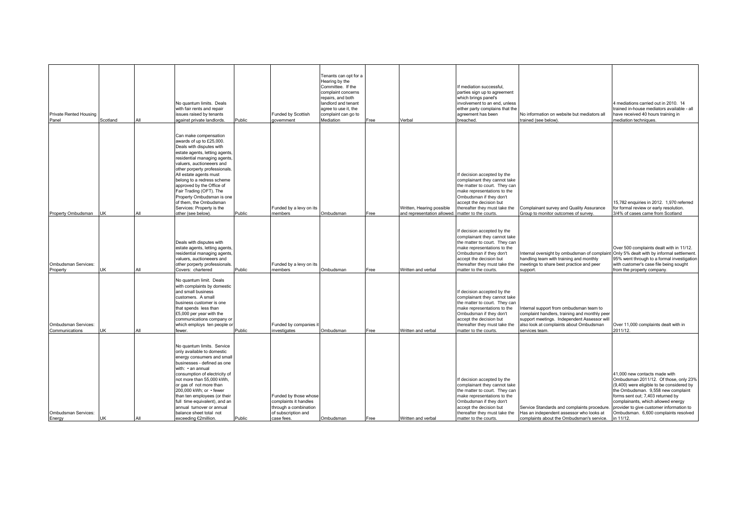| | | | | | | | | | | | |
|---|---|---|---|---|---|---|---|---|---|---|---|
| Private Rented Housing Panel | Scotland | All | No quantum limits. Deals with fair rents and repair issues raised by tenants against private landlords. | Public | Funded by Scottish government | Tenants can opt for a Hearing by the Committee. If the complaint concerns repairs, and both landlord and tenant agree to use it, the complaint can go to Mediation | Free | Verbal | If mediation successful, parties sign up to agreement which brings panel's involvement to an end, unless either party complains that the agreement has been breached. | No information on website but mediators all trained (see below). | 4 mediations carried out in 2010. 14 trained in-house mediators available - all have received 40 hours training in mediation techniques. |
| Property Ombudsman | UK | All | Can make compensation awards of up to £25,000. Deals with disputes with estate agents, letting agents, residential managing agents, valuers, auctioneeers and other porperty professionals. All estate agents must belong to a redress scheme approved by the Office of Fair Trading (OFT). The Property Ombudsman is one of them, the Ombudsman Services: Property is the other (see below). | Public | Funded by a levy on its members | Ombudsman | Free | Written, Hearing possible and representation allowed. | If decision accepted by the complainant they cannot take the matter to court. They can make representations to the Ombudsman if they don't accept the decision but thereafter they must take the matter to the courts. | Complainant survey and Quality Assurance Group to monitor outcomes of survey. | 15,782 enquiries in 2012. 1,970 referred for formal review or early resolution. 3/4% of cases came from Scotland |
| Ombudsman Services: Property | UK | All | Deals with disputes with estate agents, letting agents, residential managing agents, valuers, auctioneeers and other porperty professionals. Covers: chartered | Public | Funded by a levy on its members | Ombudsman | Free | Written and verbal | If decision accepted by the complainant they cannot take the matter to court. They can make representations to the Ombudsman if they don't accept the decision but thereafter they must take the matter to the courts. | Internal oversight by ombudsman of complaint handling team with training and monthly meetings to share best practice and peer support. | Over 500 complaints dealt with in 11/12. Only 5% dealt with by informal settlement. 95% went through to a formal investigation with customer's case file being sought from the property company. |
| Ombudsman Services: Communications | UK | All | No quantum limit. Deals with complaints by domestic and small business customers. A small business customer is one that spends less than £5,000 per year with the communications company or which employs ten people or fewer. | Public | Funded by companies it investigates | Ombudsman | Free | Written and verbal | If decision accepted by the complainant they cannot take the matter to court. They can make representations to the Ombudsman if they don't accept the decision but thereafter they must take the matter to the courts. | Internal support from ombudsman team to complaint handlers, training and monthly peer support meetings. Independent Assessor will also look at complaints about Ombudsman services team. | Over 11,000 complaints dealt with in 2011/12. |
| Ombudsman Services: Energy | UK | All | No quantum limits. Service only available to domestic energy consumers and small businesses - defined as one with: • an annual consumption of electricity of not more than 55,000 kWh, or gas of not more than 200,000 kWh; or • fewer than ten employees (or their full time equivalent), and an annual turnover or annual balance sheet total not exceeding €2million. | Public | Funded by those whose complaints it handles through a combination of subscription and case fees. | Ombudsman | Free | Written and verbal | If decision accepted by the complainant they cannot take the matter to court. They can make representations to the Ombudsman if they don't accept the decision but thereafter they must take the matter to the courts. | Service Standards and complaints procedure. Has an independent assessor who looks at complaints about the Ombudsman's service. | 41,000 new contacts made with Ombudsman 2011/12. Of those, only 23% (9,400) were eligible to be considered by the Ombudsman. 9,558 new complaint forms sent out; 7,403 returned by complainants, which allowed energy provider to give customer information to Ombudsman. 6,600 complaints resolved in 11/12. |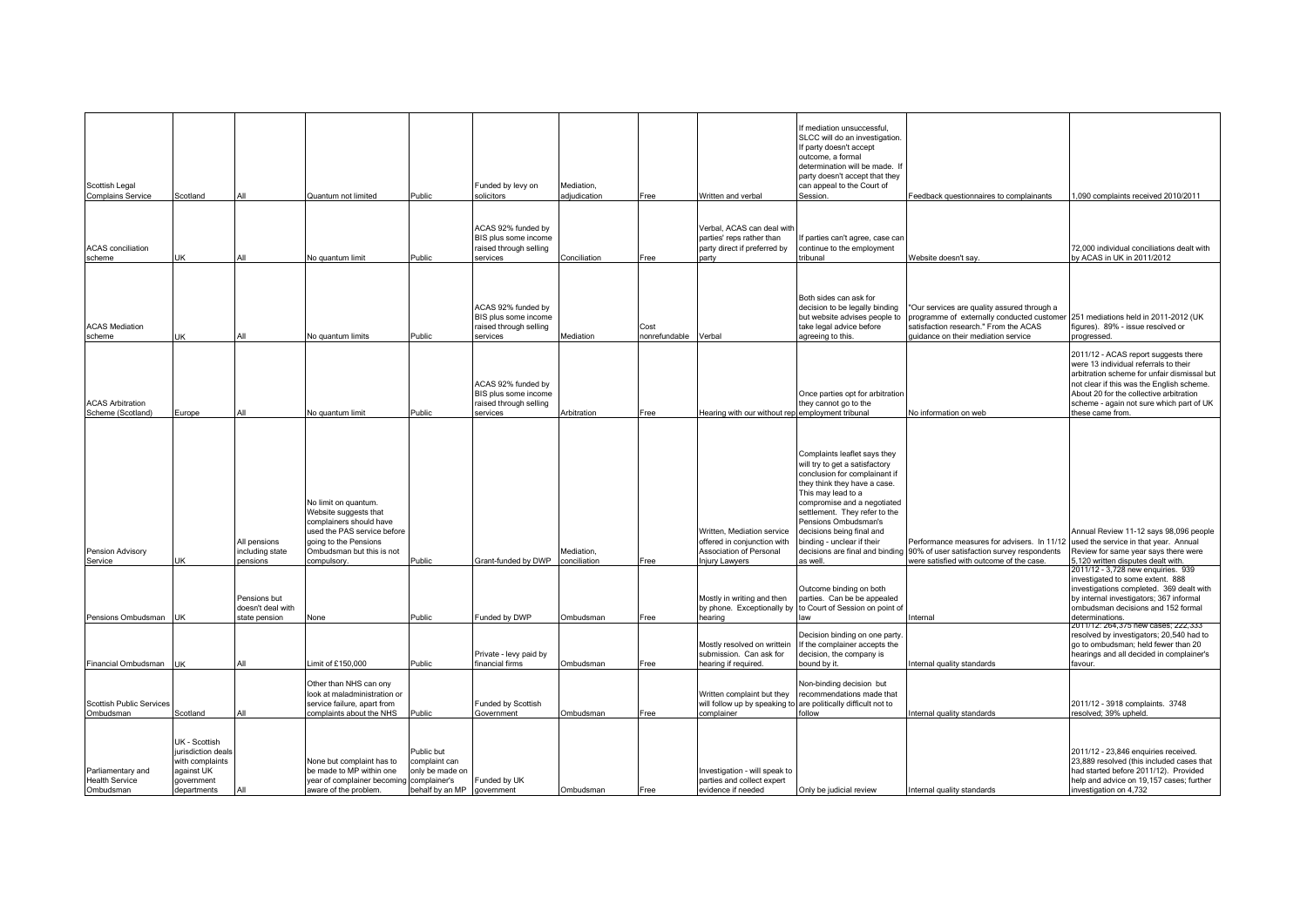| | | | | | | | | | | | |
|---|---|---|---|---|---|---|---|---|---|---|---|
| Scottish Legal Complains Service | Scotland | All | Quantum not limited | Public | Funded by levy on solicitors | Mediation, adjudication | Free | Written and verbal | If mediation unsuccessful, SLCC will do an investigation. If party doesn't accept outcome, a formal determination will be made. If party doesn't accept that they can appeal to the Court of Session. | Feedback questionnaires to complainants | 1,090 complaints received 2010/2011 |
| ACAS conciliation scheme | UK | All | No quantum limit | Public | ACAS 92% funded by BIS plus some income raised through selling services | Conciliation | Free | Verbal, ACAS can deal with parties' reps rather than party direct if preferred by party | If parties can't agree, case can continue to the employment tribunal | Website doesn't say. | 72,000 individual conciliations dealt with by ACAS in UK in 2011/2012 |
| ACAS Mediation scheme | UK | All | No quantum limits | Public | ACAS 92% funded by BIS plus some income raised through selling services | Mediation | Cost nonrefundable | Verbal | Both sides can ask for decision to be legally binding but website advises people to take legal advice before agreeing to this. | "Our services are quality assured through a programme of externally conducted customer satisfaction research." From the ACAS guidance on their mediation service | 251 mediations held in 2011-2012 (UK figures). 89% - issue resolved or progressed. |
| ACAS Arbitration Scheme (Scotland) | Europe | All | No quantum limit | Public | ACAS 92% funded by BIS plus some income raised through selling services | Arbitration | Free | Hearing with our without rep | Once parties opt for arbitration they cannot go to the employment tribunal | No information on web | 2011/12 - ACAS report suggests there were 13 individual referrals to their arbitration scheme for unfair dismissal but not clear if this was the English scheme. About 20 for the collective arbitration scheme - again not sure which part of UK these came from. |
| Pension Advisory Service | UK | All pensions including state pensions | No limit on quantum. Website suggests that complainers should have used the PAS service before going to the Pensions Ombudsman but this is not compulsory. | Public | Grant-funded by DWP | Mediation, conciliation | Free | Written, Mediation service offered in conjunction with Association of Personal Injury Lawyers | Complaints leaflet says they will try to get a satisfactory conclusion for complainant if they think they have a case. This may lead to a compromise and a negotiated settlement. They refer to the Pensions Ombudsman's decisions being final and binding - unclear if their decisions are final and binding as well. | Performance measures for advisers. In 11/12 90% of user satisfaction survey respondents were satisfied with outcome of the case. | Annual Review 11-12 says 98,096 people used the service in that year. Annual Review for same year says there were 5,120 written disputes dealt with. |
| Pensions Ombudsman | UK | Pensions but doesn't deal with state pension | None | Public | Funded by DWP | Ombudsman | Free | Mostly in writing and then by phone. Exceptionally by hearing | Outcome binding on both parties. Can be be appealed to Court of Session on point of law | Internal | 2011/12 - 3,728 new enquiries. 939 investigated to some extent. 888 investigations completed. 369 dealt with by internal investigators; 367 informal ombudsman decisions and 152 formal determinations. |
| Financial Ombudsman | UK | All | Limit of £150,000 | Public | Private - levy paid by financial firms | Ombudsman | Free | Mostly resolved on writtein submission. Can ask for hearing if required. | Decision binding on one party. If the complainer accepts the decision, the company is bound by it. | Internal quality standards | 2011/12: 264,375 new cases; 222,333 resolved by investigators; 20,540 had to go to ombudsman; held fewer than 20 hearings and all decided in complainer's favour. |
| Scottish Public Services Ombudsman | Scotland | All | Other than NHS can ony look at maladministration or service failure, apart from complaints about the NHS | Public | Funded by Scottish Government | Ombudsman | Free | Written complaint but they will follow up by speaking to complainer | Non-binding decision but recommendations made that are politically difficult not to follow | Internal quality standards | 2011/12 - 3918 complaints. 3748 resolved; 39% upheld. |
| Parliamentary and Health Service Ombudsman | UK - Scottish jurisdiction deals with complaints against UK government departments | All | None but complaint has to be made to MP within one year of complainer becoming aware of the problem. | Public but complaint can only be made on complainer's behalf by an MP | Funded by UK government | Ombudsman | Free | Investigation - will speak to parties and collect expert evidence if needed | Only be judicial review | Internal quality standards | 2011/12 - 23,846 enquiries received. 23,889 resolved (this included cases that had started before 2011/12). Provided help and advice on 19,157 cases; further investigation on 4,732 |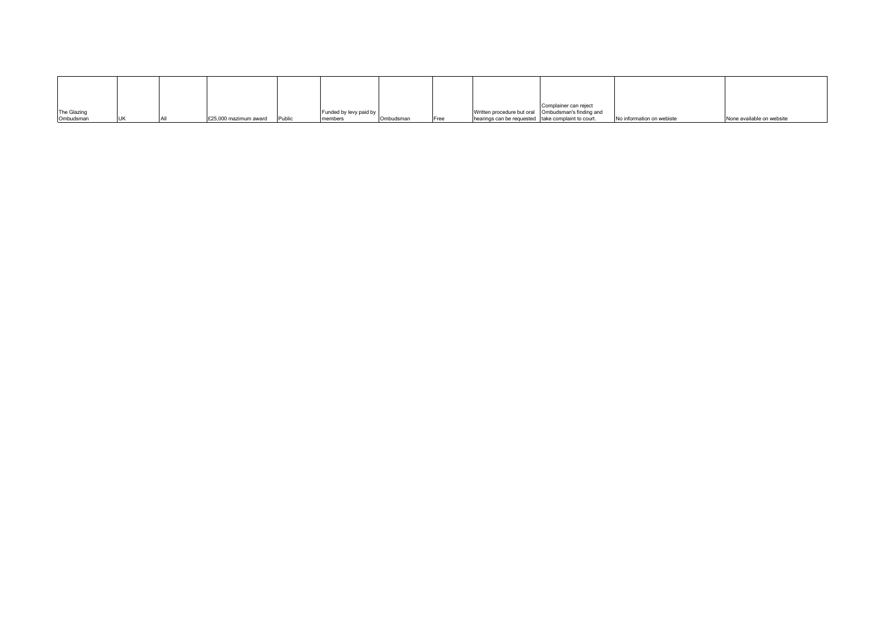| | | | | | | | | | | | |
|---|---|---|---|---|---|---|---|---|---|---|---|
| The Glazing Ombudsman | UK | All | £25,000 mazimum award | Public | Funded by levy paid by members | Ombudsman | Free | Written procedure but oral hearings can be requested | Complainer can reject Ombudsman's finding and take complaint to court. | No information on webiste | None available on website |